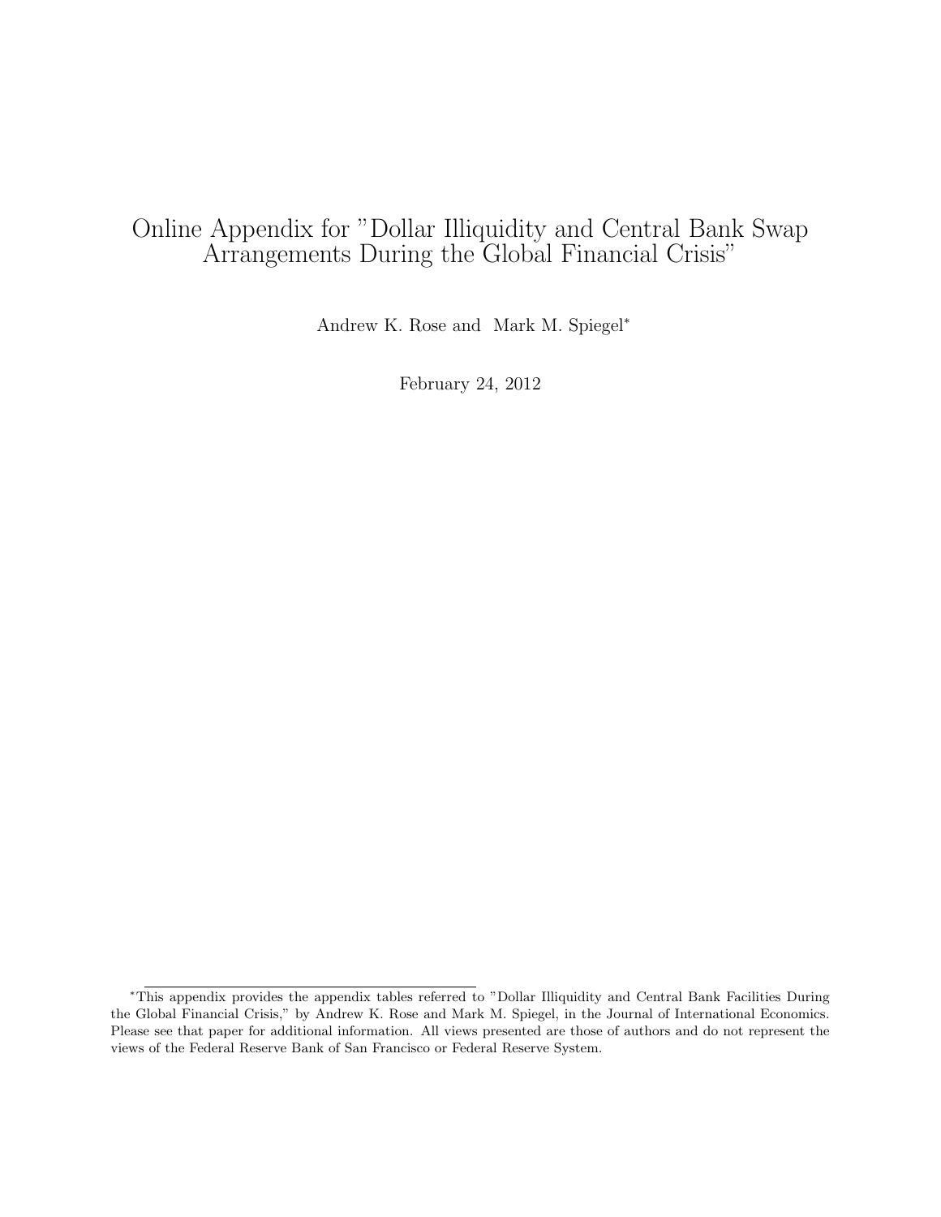# Online Appendix for "Dollar Illiquidity and Central Bank Swap Arrangements During the Global Financial Crisis"

Andrew K. Rose and Mark M. Spiegel*

February 24, 2012

---

*This appendix provides the appendix tables referred to "Dollar Illiquidity and Central Bank Facilities During the Global Financial Crisis," by Andrew K. Rose and Mark M. Spiegel, in the Journal of International Economics. Please see that paper for additional information. All views presented are those of authors and do not represent the views of the Federal Reserve Bank of San Francisco or Federal Reserve System.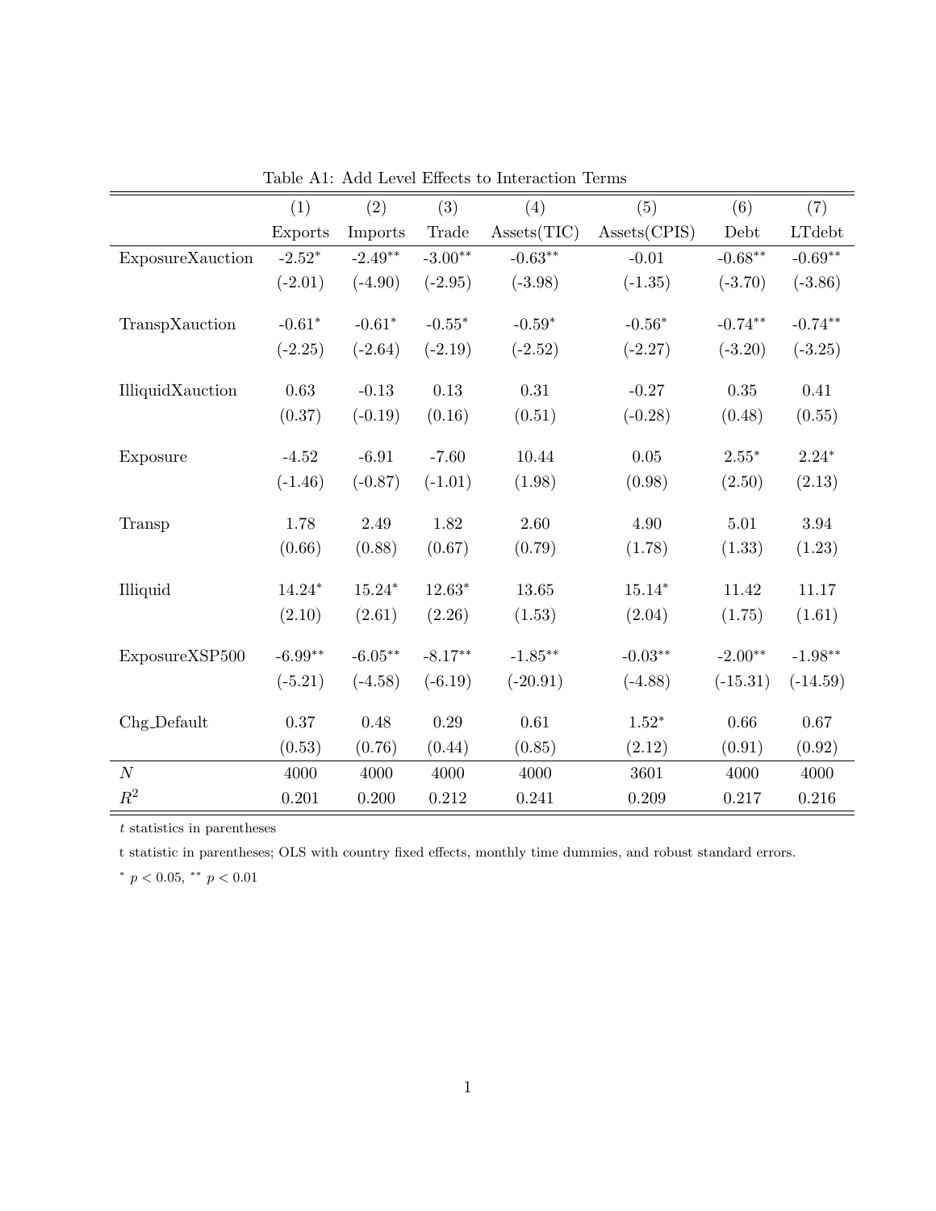Table A1: Add Level Effects to Interaction Terms

| | (1) | (2) | (3) | (4) | (5) | (6) | (7) |
|---|---|---|---|---|---|---|---|
| | Exports | Imports | Trade | Assets(TIC) | Assets(CPIS) | Debt | LTdebt |
| ExposureXauction | -2.52$^{*}$ | -2.49$^{**}$ | -3.00$^{**}$ | -0.63$^{**}$ | -0.01 | -0.68$^{**}$ | -0.69$^{**}$ |
| | (-2.01) | (-4.90) | (-2.95) | (-3.98) | (-1.35) | (-3.70) | (-3.86) |
| TranspXauction | -0.61$^{*}$ | -0.61$^{*}$ | -0.55$^{*}$ | -0.59$^{*}$ | -0.56$^{*}$ | -0.74$^{**}$ | -0.74$^{**}$ |
| | (-2.25) | (-2.64) | (-2.19) | (-2.52) | (-2.27) | (-3.20) | (-3.25) |
| IlliquidXauction | 0.63 | -0.13 | 0.13 | 0.31 | -0.27 | 0.35 | 0.41 |
| | (0.37) | (-0.19) | (0.16) | (0.51) | (-0.28) | (0.48) | (0.55) |
| Exposure | -4.52 | -6.91 | -7.60 | 10.44 | 0.05 | 2.55$^{*}$ | 2.24$^{*}$ |
| | (-1.46) | (-0.87) | (-1.01) | (1.98) | (0.98) | (2.50) | (2.13) |
| Transp | 1.78 | 2.49 | 1.82 | 2.60 | 4.90 | 5.01 | 3.94 |
| | (0.66) | (0.88) | (0.67) | (0.79) | (1.78) | (1.33) | (1.23) |
| Illiquid | 14.24$^{*}$ | 15.24$^{*}$ | 12.63$^{*}$ | 13.65 | 15.14$^{*}$ | 11.42 | 11.17 |
| | (2.10) | (2.61) | (2.26) | (1.53) | (2.04) | (1.75) | (1.61) |
| ExposureXSP500 | -6.99$^{**}$ | -6.05$^{**}$ | -8.17$^{**}$ | -1.85$^{**}$ | -0.03$^{**}$ | -2.00$^{**}$ | -1.98$^{**}$ |
| | (-5.21) | (-4.58) | (-6.19) | (-20.91) | (-4.88) | (-15.31) | (-14.59) |
| Chg_Default | 0.37 | 0.48 | 0.29 | 0.61 | 1.52$^{*}$ | 0.66 | 0.67 |
| | (0.53) | (0.76) | (0.44) | (0.85) | (2.12) | (0.91) | (0.92) |
| $N$ | 4000 | 4000 | 4000 | 4000 | 3601 | 4000 | 4000 |
| $R^2$ | 0.201 | 0.200 | 0.212 | 0.241 | 0.209 | 0.217 | 0.216 |

$t$ statistics in parentheses

t statistic in parentheses; OLS with country fixed effects, monthly time dummies, and robust standard errors.

$^{*}$ $p < 0.05$, $^{**}$ $p < 0.01$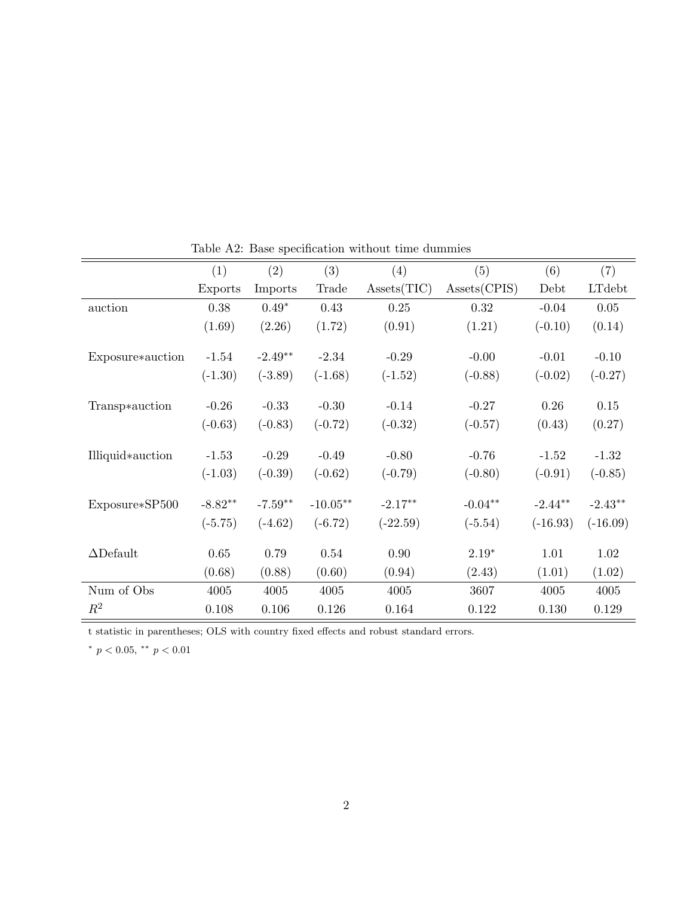Table A2: Base specification without time dummies

| | (1) | (2) | (3) | (4) | (5) | (6) | (7) |
|---|---|---|---|---|---|---|---|
| | Exports | Imports | Trade | Assets(TIC) | Assets(CPIS) | Debt | LTdebt |
| auction | 0.38 | $0.49^{*}$ | 0.43 | 0.25 | 0.32 | -0.04 | 0.05 |
| | (1.69) | (2.26) | (1.72) | (0.91) | (1.21) | (-0.10) | (0.14) |
| Exposure∗auction | -1.54 | $-2.49^{**}$ | -2.34 | -0.29 | -0.00 | -0.01 | -0.10 |
| | (-1.30) | (-3.89) | (-1.68) | (-1.52) | (-0.88) | (-0.02) | (-0.27) |
| Transp∗auction | -0.26 | -0.33 | -0.30 | -0.14 | -0.27 | 0.26 | 0.15 |
| | (-0.63) | (-0.83) | (-0.72) | (-0.32) | (-0.57) | (0.43) | (0.27) |
| Illiquid∗auction | -1.53 | -0.29 | -0.49 | -0.80 | -0.76 | -1.52 | -1.32 |
| | (-1.03) | (-0.39) | (-0.62) | (-0.79) | (-0.80) | (-0.91) | (-0.85) |
| Exposure∗SP500 | $-8.82^{**}$ | $-7.59^{**}$ | $-10.05^{**}$ | $-2.17^{**}$ | $-0.04^{**}$ | $-2.44^{**}$ | $-2.43^{**}$ |
| | (-5.75) | (-4.62) | (-6.72) | (-22.59) | (-5.54) | (-16.93) | (-16.09) |
| ΔDefault | 0.65 | 0.79 | 0.54 | 0.90 | $2.19^{*}$ | 1.01 | 1.02 |
| | (0.68) | (0.88) | (0.60) | (0.94) | (2.43) | (1.01) | (1.02) |
| Num of Obs | 4005 | 4005 | 4005 | 4005 | 3607 | 4005 | 4005 |
| $R^2$ | 0.108 | 0.106 | 0.126 | 0.164 | 0.122 | 0.130 | 0.129 |

t statistic in parentheses; OLS with country fixed effects and robust standard errors.

$^{*}$ $p < 0.05$, $^{**}$ $p < 0.01$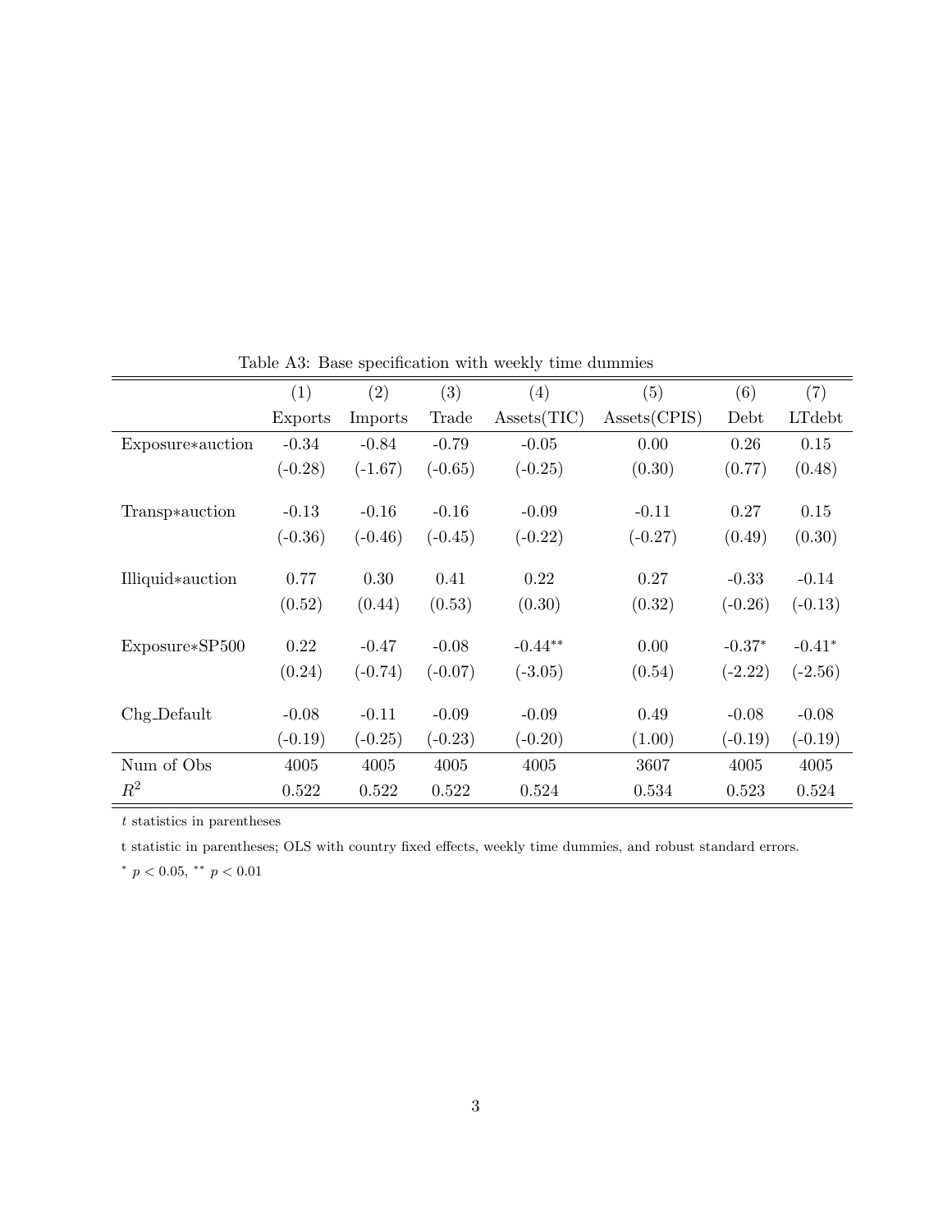Table A3: Base specification with weekly time dummies

| | (1) | (2) | (3) | (4) | (5) | (6) | (7) |
|---|---|---|---|---|---|---|---|
| | Exports | Imports | Trade | Assets(TIC) | Assets(CPIS) | Debt | LTdebt |
| Exposure*auction | -0.34 | -0.84 | -0.79 | -0.05 | 0.00 | 0.26 | 0.15 |
| | (-0.28) | (-1.67) | (-0.65) | (-0.25) | (0.30) | (0.77) | (0.48) |
| Transp*auction | -0.13 | -0.16 | -0.16 | -0.09 | -0.11 | 0.27 | 0.15 |
| | (-0.36) | (-0.46) | (-0.45) | (-0.22) | (-0.27) | (0.49) | (0.30) |
| Illiquid*auction | 0.77 | 0.30 | 0.41 | 0.22 | 0.27 | -0.33 | -0.14 |
| | (0.52) | (0.44) | (0.53) | (0.30) | (0.32) | (-0.26) | (-0.13) |
| Exposure*SP500 | 0.22 | -0.47 | -0.08 | -0.44** | 0.00 | -0.37* | -0.41* |
| | (0.24) | (-0.74) | (-0.07) | (-3.05) | (0.54) | (-2.22) | (-2.56) |
| Chg_Default | -0.08 | -0.11 | -0.09 | -0.09 | 0.49 | -0.08 | -0.08 |
| | (-0.19) | (-0.25) | (-0.23) | (-0.20) | (1.00) | (-0.19) | (-0.19) |
| Num of Obs | 4005 | 4005 | 4005 | 4005 | 3607 | 4005 | 4005 |
| $R^2$ | 0.522 | 0.522 | 0.522 | 0.524 | 0.534 | 0.523 | 0.524 |

$t$ statistics in parentheses

t statistic in parentheses; OLS with country fixed effects, weekly time dummies, and robust standard errors.

* $p < 0.05$, ** $p < 0.01$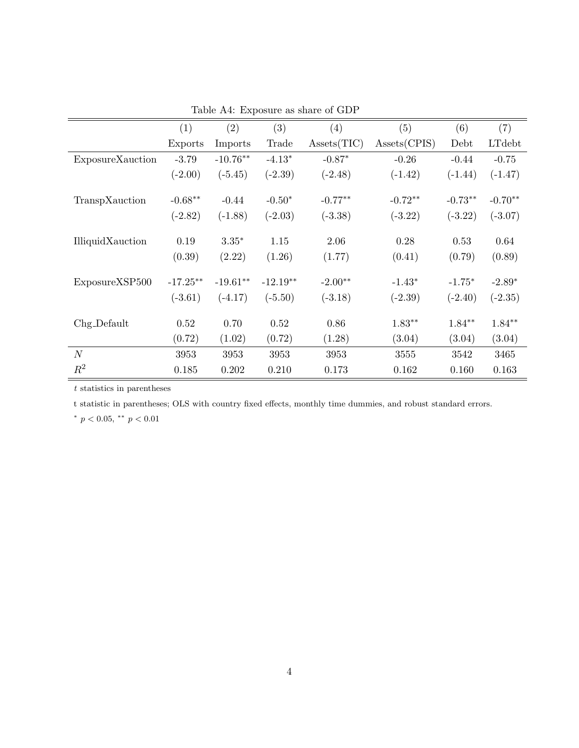Table A4: Exposure as share of GDP

| | (1) | (2) | (3) | (4) | (5) | (6) | (7) |
|---|---|---|---|---|---|---|---|
| | Exports | Imports | Trade | Assets(TIC) | Assets(CPIS) | Debt | LTdebt |
| ExposureXauction | -3.79 | -10.76** | -4.13* | -0.87* | -0.26 | -0.44 | -0.75 |
| | (-2.00) | (-5.45) | (-2.39) | (-2.48) | (-1.42) | (-1.44) | (-1.47) |
| TranspXauction | -0.68** | -0.44 | -0.50* | -0.77** | -0.72** | -0.73** | -0.70** |
| | (-2.82) | (-1.88) | (-2.03) | (-3.38) | (-3.22) | (-3.22) | (-3.07) |
| IlliquidXauction | 0.19 | 3.35* | 1.15 | 2.06 | 0.28 | 0.53 | 0.64 |
| | (0.39) | (2.22) | (1.26) | (1.77) | (0.41) | (0.79) | (0.89) |
| ExposureXSP500 | -17.25** | -19.61** | -12.19** | -2.00** | -1.43* | -1.75* | -2.89* |
| | (-3.61) | (-4.17) | (-5.50) | (-3.18) | (-2.39) | (-2.40) | (-2.35) |
| Chg_Default | 0.52 | 0.70 | 0.52 | 0.86 | 1.83** | 1.84** | 1.84** |
| | (0.72) | (1.02) | (0.72) | (1.28) | (3.04) | (3.04) | (3.04) |
| $N$ | 3953 | 3953 | 3953 | 3953 | 3555 | 3542 | 3465 |
| $R^2$ | 0.185 | 0.202 | 0.210 | 0.173 | 0.162 | 0.160 | 0.163 |

$t$ statistics in parentheses

t statistic in parentheses; OLS with country fixed effects, monthly time dummies, and robust standard errors.

* $p < 0.05$, ** $p < 0.01$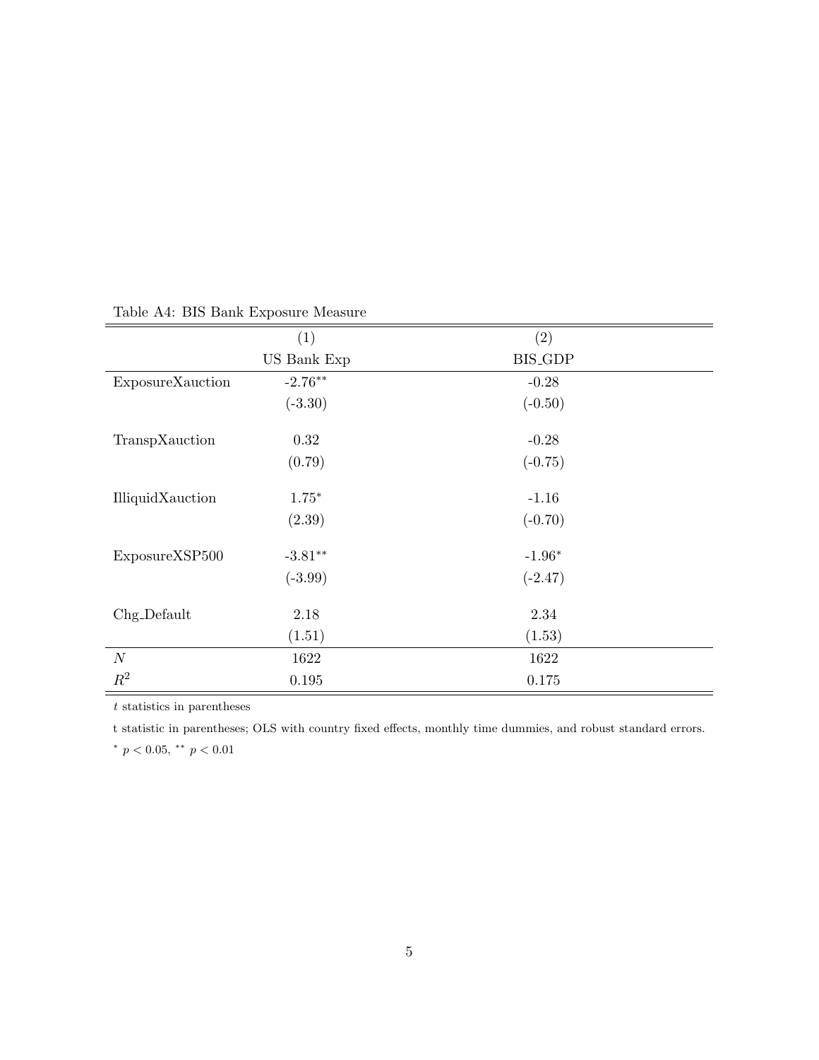Table A4: BIS Bank Exposure Measure

| | (1) | (2) |
|---|---|---|
| | US Bank Exp | BIS_GDP |
| ExposureXauction | -2.76** | -0.28 |
| | (-3.30) | (-0.50) |
| TranspXauction | 0.32 | -0.28 |
| | (0.79) | (-0.75) |
| IlliquidXauction | 1.75* | -1.16 |
| | (2.39) | (-0.70) |
| ExposureXSP500 | -3.81** | -1.96* |
| | (-3.99) | (-2.47) |
| Chg_Default | 2.18 | 2.34 |
| | (1.51) | (1.53) |
| $N$ | 1622 | 1622 |
| $R^2$ | 0.195 | 0.175 |

$t$ statistics in parentheses

t statistic in parentheses; OLS with country fixed effects, monthly time dummies, and robust standard errors.

$^{*}$ $p < 0.05$, $^{**}$ $p < 0.01$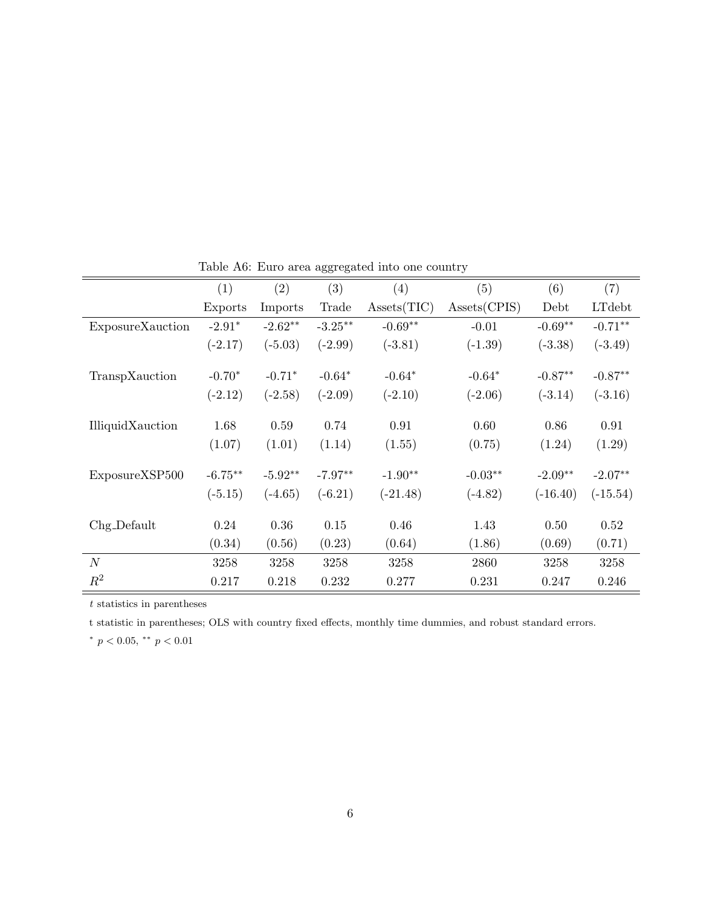Table A6: Euro area aggregated into one country

| | (1) | (2) | (3) | (4) | (5) | (6) | (7) |
|---|---|---|---|---|---|---|---|
| | Exports | Imports | Trade | Assets(TIC) | Assets(CPIS) | Debt | LTdebt |
| ExposureXauction | -2.91$^{*}$ | -2.62$^{**}$ | -3.25$^{**}$ | -0.69$^{**}$ | -0.01 | -0.69$^{**}$ | -0.71$^{**}$ |
| | (-2.17) | (-5.03) | (-2.99) | (-3.81) | (-1.39) | (-3.38) | (-3.49) |
| TranspXauction | -0.70$^{*}$ | -0.71$^{*}$ | -0.64$^{*}$ | -0.64$^{*}$ | -0.64$^{*}$ | -0.87$^{**}$ | -0.87$^{**}$ |
| | (-2.12) | (-2.58) | (-2.09) | (-2.10) | (-2.06) | (-3.14) | (-3.16) |
| IlliquidXauction | 1.68 | 0.59 | 0.74 | 0.91 | 0.60 | 0.86 | 0.91 |
| | (1.07) | (1.01) | (1.14) | (1.55) | (0.75) | (1.24) | (1.29) |
| ExposureXSP500 | -6.75$^{**}$ | -5.92$^{**}$ | -7.97$^{**}$ | -1.90$^{**}$ | -0.03$^{**}$ | -2.09$^{**}$ | -2.07$^{**}$ |
| | (-5.15) | (-4.65) | (-6.21) | (-21.48) | (-4.82) | (-16.40) | (-15.54) |
| Chg_Default | 0.24 | 0.36 | 0.15 | 0.46 | 1.43 | 0.50 | 0.52 |
| | (0.34) | (0.56) | (0.23) | (0.64) | (1.86) | (0.69) | (0.71) |
| $N$ | 3258 | 3258 | 3258 | 3258 | 2860 | 3258 | 3258 |
| $R^2$ | 0.217 | 0.218 | 0.232 | 0.277 | 0.231 | 0.247 | 0.246 |

$t$ statistics in parentheses

t statistic in parentheses; OLS with country fixed effects, monthly time dummies, and robust standard errors.

$^{*}$ $p < 0.05$, $^{**}$ $p < 0.01$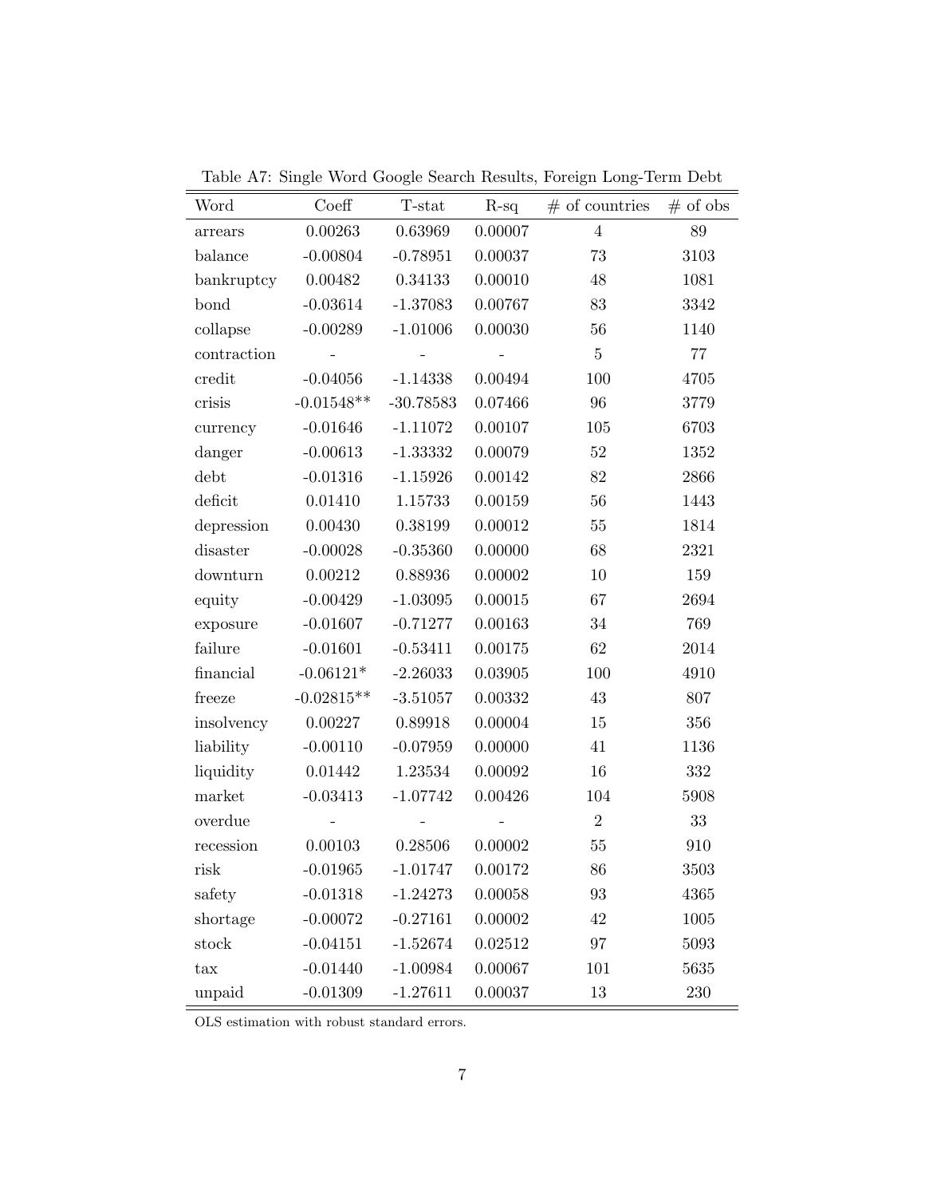Table A7: Single Word Google Search Results, Foreign Long-Term Debt

| Word | Coeff | T-stat | R-sq | # of countries | # of obs |
|---|---|---|---|---|---|
| arrears | 0.00263 | 0.63969 | 0.00007 | 4 | 89 |
| balance | -0.00804 | -0.78951 | 0.00037 | 73 | 3103 |
| bankruptcy | 0.00482 | 0.34133 | 0.00010 | 48 | 1081 |
| bond | -0.03614 | -1.37083 | 0.00767 | 83 | 3342 |
| collapse | -0.00289 | -1.01006 | 0.00030 | 56 | 1140 |
| contraction | - | - | - | 5 | 77 |
| credit | -0.04056 | -1.14338 | 0.00494 | 100 | 4705 |
| crisis | -0.01548** | -30.78583 | 0.07466 | 96 | 3779 |
| currency | -0.01646 | -1.11072 | 0.00107 | 105 | 6703 |
| danger | -0.00613 | -1.33332 | 0.00079 | 52 | 1352 |
| debt | -0.01316 | -1.15926 | 0.00142 | 82 | 2866 |
| deficit | 0.01410 | 1.15733 | 0.00159 | 56 | 1443 |
| depression | 0.00430 | 0.38199 | 0.00012 | 55 | 1814 |
| disaster | -0.00028 | -0.35360 | 0.00000 | 68 | 2321 |
| downturn | 0.00212 | 0.88936 | 0.00002 | 10 | 159 |
| equity | -0.00429 | -1.03095 | 0.00015 | 67 | 2694 |
| exposure | -0.01607 | -0.71277 | 0.00163 | 34 | 769 |
| failure | -0.01601 | -0.53411 | 0.00175 | 62 | 2014 |
| financial | -0.06121* | -2.26033 | 0.03905 | 100 | 4910 |
| freeze | -0.02815** | -3.51057 | 0.00332 | 43 | 807 |
| insolvency | 0.00227 | 0.89918 | 0.00004 | 15 | 356 |
| liability | -0.00110 | -0.07959 | 0.00000 | 41 | 1136 |
| liquidity | 0.01442 | 1.23534 | 0.00092 | 16 | 332 |
| market | -0.03413 | -1.07742 | 0.00426 | 104 | 5908 |
| overdue | - | - | - | 2 | 33 |
| recession | 0.00103 | 0.28506 | 0.00002 | 55 | 910 |
| risk | -0.01965 | -1.01747 | 0.00172 | 86 | 3503 |
| safety | -0.01318 | -1.24273 | 0.00058 | 93 | 4365 |
| shortage | -0.00072 | -0.27161 | 0.00002 | 42 | 1005 |
| stock | -0.04151 | -1.52674 | 0.02512 | 97 | 5093 |
| tax | -0.01440 | -1.00984 | 0.00067 | 101 | 5635 |
| unpaid | -0.01309 | -1.27611 | 0.00037 | 13 | 230 |

OLS estimation with robust standard errors.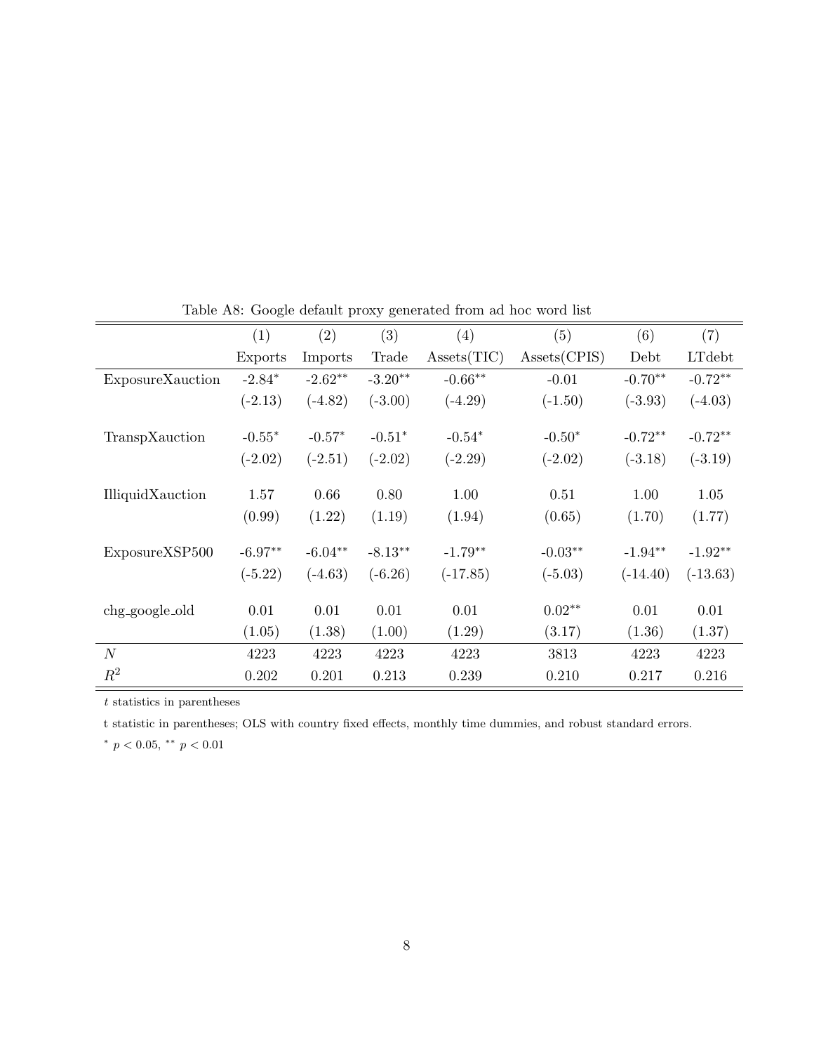Table A8: Google default proxy generated from ad hoc word list

| | (1) | (2) | (3) | (4) | (5) | (6) | (7) |
|---|---|---|---|---|---|---|---|
| | Exports | Imports | Trade | Assets(TIC) | Assets(CPIS) | Debt | LTdebt |
| ExposureXauction | -2.84* | -2.62** | -3.20** | -0.66** | -0.01 | -0.70** | -0.72** |
| | (-2.13) | (-4.82) | (-3.00) | (-4.29) | (-1.50) | (-3.93) | (-4.03) |
| TranspXauction | -0.55* | -0.57* | -0.51* | -0.54* | -0.50* | -0.72** | -0.72** |
| | (-2.02) | (-2.51) | (-2.02) | (-2.29) | (-2.02) | (-3.18) | (-3.19) |
| IlliquidXauction | 1.57 | 0.66 | 0.80 | 1.00 | 0.51 | 1.00 | 1.05 |
| | (0.99) | (1.22) | (1.19) | (1.94) | (0.65) | (1.70) | (1.77) |
| ExposureXSP500 | -6.97** | -6.04** | -8.13** | -1.79** | -0.03** | -1.94** | -1.92** |
| | (-5.22) | (-4.63) | (-6.26) | (-17.85) | (-5.03) | (-14.40) | (-13.63) |
| chg_google_old | 0.01 | 0.01 | 0.01 | 0.01 | 0.02** | 0.01 | 0.01 |
| | (1.05) | (1.38) | (1.00) | (1.29) | (3.17) | (1.36) | (1.37) |
| $N$ | 4223 | 4223 | 4223 | 4223 | 3813 | 4223 | 4223 |
| $R^2$ | 0.202 | 0.201 | 0.213 | 0.239 | 0.210 | 0.217 | 0.216 |

$t$ statistics in parentheses

t statistic in parentheses; OLS with country fixed effects, monthly time dummies, and robust standard errors.

* $p < 0.05$, ** $p < 0.01$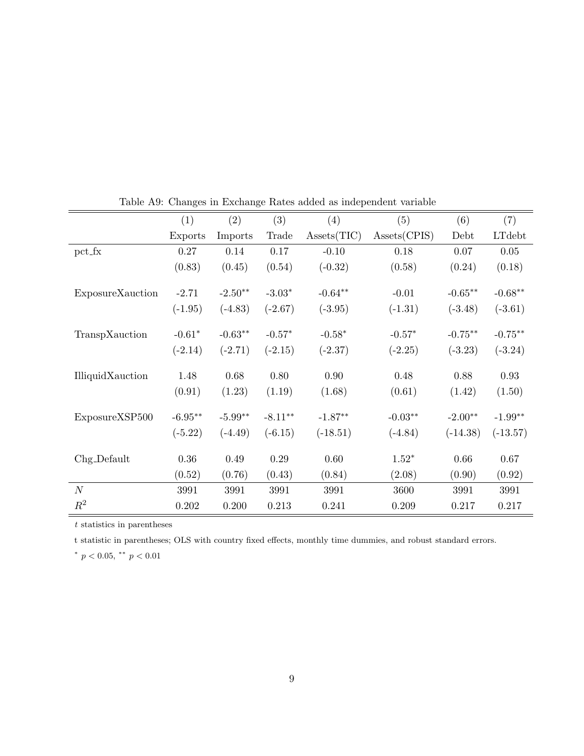Table A9: Changes in Exchange Rates added as independent variable

| | (1) | (2) | (3) | (4) | (5) | (6) | (7) |
|---|---|---|---|---|---|---|---|
| | Exports | Imports | Trade | Assets(TIC) | Assets(CPIS) | Debt | LTdebt |
| pct_fx | 0.27 | 0.14 | 0.17 | -0.10 | 0.18 | 0.07 | 0.05 |
| | (0.83) | (0.45) | (0.54) | (-0.32) | (0.58) | (0.24) | (0.18) |
| ExposureXauction | -2.71 | -2.50** | -3.03* | -0.64** | -0.01 | -0.65** | -0.68** |
| | (-1.95) | (-4.83) | (-2.67) | (-3.95) | (-1.31) | (-3.48) | (-3.61) |
| TranspXauction | -0.61* | -0.63** | -0.57* | -0.58* | -0.57* | -0.75** | -0.75** |
| | (-2.14) | (-2.71) | (-2.15) | (-2.37) | (-2.25) | (-3.23) | (-3.24) |
| IlliquidXauction | 1.48 | 0.68 | 0.80 | 0.90 | 0.48 | 0.88 | 0.93 |
| | (0.91) | (1.23) | (1.19) | (1.68) | (0.61) | (1.42) | (1.50) |
| ExposureXSP500 | -6.95** | -5.99** | -8.11** | -1.87** | -0.03** | -2.00** | -1.99** |
| | (-5.22) | (-4.49) | (-6.15) | (-18.51) | (-4.84) | (-14.38) | (-13.57) |
| Chg_Default | 0.36 | 0.49 | 0.29 | 0.60 | 1.52* | 0.66 | 0.67 |
| | (0.52) | (0.76) | (0.43) | (0.84) | (2.08) | (0.90) | (0.92) |
| $N$ | 3991 | 3991 | 3991 | 3991 | 3600 | 3991 | 3991 |
| $R^2$ | 0.202 | 0.200 | 0.213 | 0.241 | 0.209 | 0.217 | 0.217 |

$t$ statistics in parentheses

t statistic in parentheses; OLS with country fixed effects, monthly time dummies, and robust standard errors.

* $p < 0.05$, ** $p < 0.01$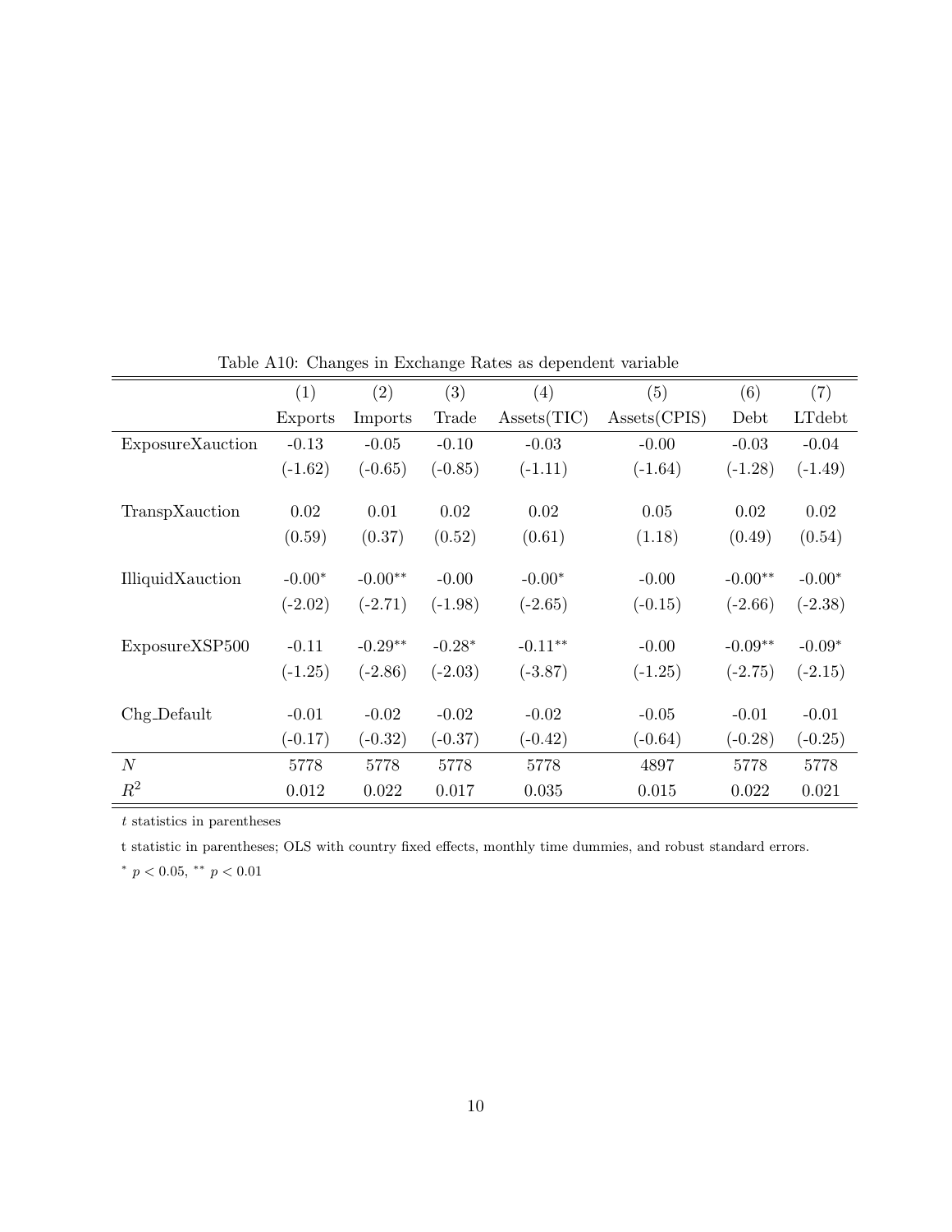Table A10: Changes in Exchange Rates as dependent variable

| | (1) | (2) | (3) | (4) | (5) | (6) | (7) |
|---|---|---|---|---|---|---|---|
| | Exports | Imports | Trade | Assets(TIC) | Assets(CPIS) | Debt | LTdebt |
| ExposureXauction | -0.13 | -0.05 | -0.10 | -0.03 | -0.00 | -0.03 | -0.04 |
| | (-1.62) | (-0.65) | (-0.85) | (-1.11) | (-1.64) | (-1.28) | (-1.49) |
| TranspXauction | 0.02 | 0.01 | 0.02 | 0.02 | 0.05 | 0.02 | 0.02 |
| | (0.59) | (0.37) | (0.52) | (0.61) | (1.18) | (0.49) | (0.54) |
| IlliquidXauction | -0.00* | -0.00** | -0.00 | -0.00* | -0.00 | -0.00** | -0.00* |
| | (-2.02) | (-2.71) | (-1.98) | (-2.65) | (-0.15) | (-2.66) | (-2.38) |
| ExposureXSP500 | -0.11 | -0.29** | -0.28* | -0.11** | -0.00 | -0.09** | -0.09* |
| | (-1.25) | (-2.86) | (-2.03) | (-3.87) | (-1.25) | (-2.75) | (-2.15) |
| Chg_Default | -0.01 | -0.02 | -0.02 | -0.02 | -0.05 | -0.01 | -0.01 |
| | (-0.17) | (-0.32) | (-0.37) | (-0.42) | (-0.64) | (-0.28) | (-0.25) |
| $N$ | 5778 | 5778 | 5778 | 5778 | 4897 | 5778 | 5778 |
| $R^2$ | 0.012 | 0.022 | 0.017 | 0.035 | 0.015 | 0.022 | 0.021 |

$t$ statistics in parentheses

t statistic in parentheses; OLS with country fixed effects, monthly time dummies, and robust standard errors.

\* $p < 0.05$, \*\* $p < 0.01$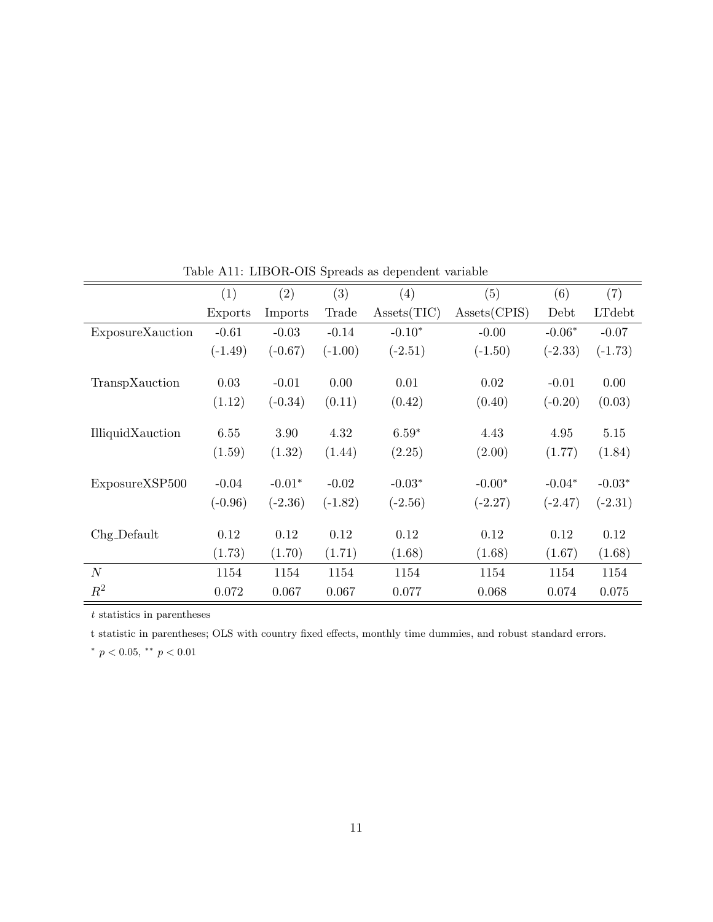Table A11: LIBOR-OIS Spreads as dependent variable

| | (1) | (2) | (3) | (4) | (5) | (6) | (7) |
|---|---|---|---|---|---|---|---|
| | Exports | Imports | Trade | Assets(TIC) | Assets(CPIS) | Debt | LTdebt |
| ExposureXauction | -0.61 | -0.03 | -0.14 | -0.10$^{*}$ | -0.00 | -0.06$^{*}$ | -0.07 |
| | (-1.49) | (-0.67) | (-1.00) | (-2.51) | (-1.50) | (-2.33) | (-1.73) |
| TranspXauction | 0.03 | -0.01 | 0.00 | 0.01 | 0.02 | -0.01 | 0.00 |
| | (1.12) | (-0.34) | (0.11) | (0.42) | (0.40) | (-0.20) | (0.03) |
| IlliquidXauction | 6.55 | 3.90 | 4.32 | 6.59$^{*}$ | 4.43 | 4.95 | 5.15 |
| | (1.59) | (1.32) | (1.44) | (2.25) | (2.00) | (1.77) | (1.84) |
| ExposureXSP500 | -0.04 | -0.01$^{*}$ | -0.02 | -0.03$^{*}$ | -0.00$^{*}$ | -0.04$^{*}$ | -0.03$^{*}$ |
| | (-0.96) | (-2.36) | (-1.82) | (-2.56) | (-2.27) | (-2.47) | (-2.31) |
| Chg_Default | 0.12 | 0.12 | 0.12 | 0.12 | 0.12 | 0.12 | 0.12 |
| | (1.73) | (1.70) | (1.71) | (1.68) | (1.68) | (1.67) | (1.68) |
| $N$ | 1154 | 1154 | 1154 | 1154 | 1154 | 1154 | 1154 |
| $R^2$ | 0.072 | 0.067 | 0.067 | 0.077 | 0.068 | 0.074 | 0.075 |

$t$ statistics in parentheses

t statistic in parentheses; OLS with country fixed effects, monthly time dummies, and robust standard errors.

$^{*}$ $p < 0.05$, $^{**}$ $p < 0.01$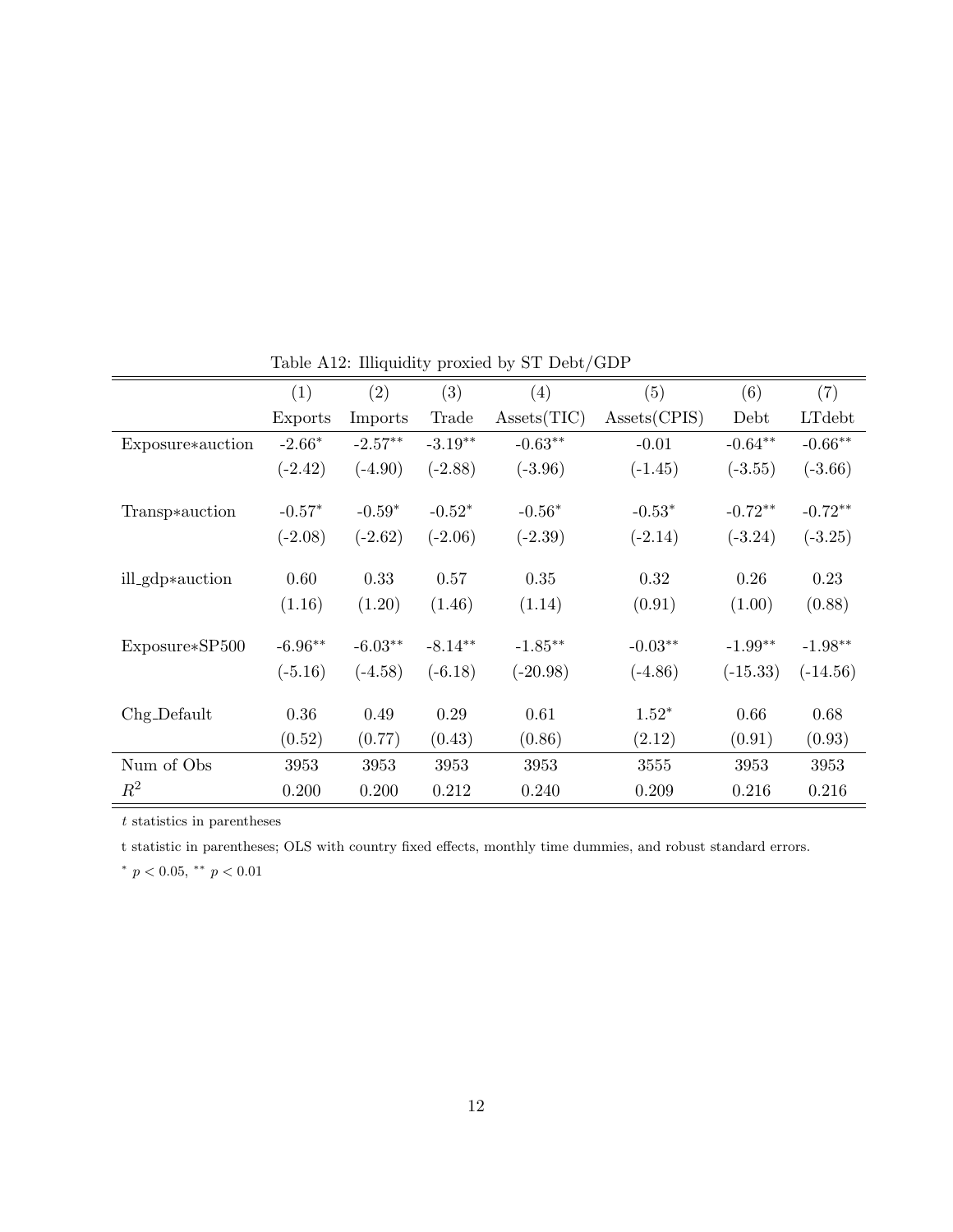Table A12: Illiquidity proxied by ST Debt/GDP

| | (1) | (2) | (3) | (4) | (5) | (6) | (7) |
|---|---|---|---|---|---|---|---|
| | Exports | Imports | Trade | Assets(TIC) | Assets(CPIS) | Debt | LTdebt |
| Exposure*auction | -2.66* | -2.57** | -3.19** | -0.63** | -0.01 | -0.64** | -0.66** |
| | (-2.42) | (-4.90) | (-2.88) | (-3.96) | (-1.45) | (-3.55) | (-3.66) |
| Transp*auction | -0.57* | -0.59* | -0.52* | -0.56* | -0.53* | -0.72** | -0.72** |
| | (-2.08) | (-2.62) | (-2.06) | (-2.39) | (-2.14) | (-3.24) | (-3.25) |
| ill_gdp*auction | 0.60 | 0.33 | 0.57 | 0.35 | 0.32 | 0.26 | 0.23 |
| | (1.16) | (1.20) | (1.46) | (1.14) | (0.91) | (1.00) | (0.88) |
| Exposure*SP500 | -6.96** | -6.03** | -8.14** | -1.85** | -0.03** | -1.99** | -1.98** |
| | (-5.16) | (-4.58) | (-6.18) | (-20.98) | (-4.86) | (-15.33) | (-14.56) |
| Chg_Default | 0.36 | 0.49 | 0.29 | 0.61 | 1.52* | 0.66 | 0.68 |
| | (0.52) | (0.77) | (0.43) | (0.86) | (2.12) | (0.91) | (0.93) |
| Num of Obs | 3953 | 3953 | 3953 | 3953 | 3555 | 3953 | 3953 |
| $R^2$ | 0.200 | 0.200 | 0.212 | 0.240 | 0.209 | 0.216 | 0.216 |

*t* statistics in parentheses

t statistic in parentheses; OLS with country fixed effects, monthly time dummies, and robust standard errors.

$^{*}$ $p < 0.05$, $^{**}$ $p < 0.01$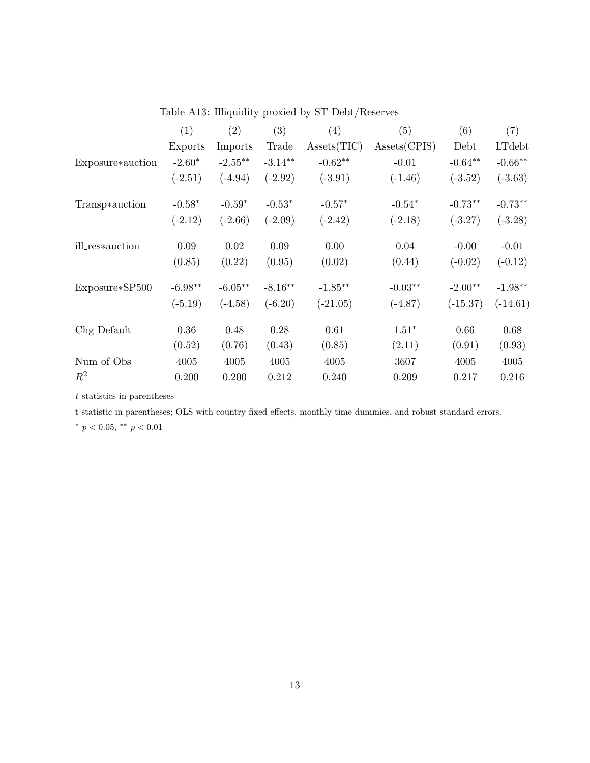Table A13: Illiquidity proxied by ST Debt/Reserves

| | (1) | (2) | (3) | (4) | (5) | (6) | (7) |
|---|---|---|---|---|---|---|---|
| | Exports | Imports | Trade | Assets(TIC) | Assets(CPIS) | Debt | LTdebt |
| Exposure*auction | -2.60* | -2.55** | -3.14** | -0.62** | -0.01 | -0.64** | -0.66** |
| | (-2.51) | (-4.94) | (-2.92) | (-3.91) | (-1.46) | (-3.52) | (-3.63) |
| Transp*auction | -0.58* | -0.59* | -0.53* | -0.57* | -0.54* | -0.73** | -0.73** |
| | (-2.12) | (-2.66) | (-2.09) | (-2.42) | (-2.18) | (-3.27) | (-3.28) |
| ill_res*auction | 0.09 | 0.02 | 0.09 | 0.00 | 0.04 | -0.00 | -0.01 |
| | (0.85) | (0.22) | (0.95) | (0.02) | (0.44) | (-0.02) | (-0.12) |
| Exposure*SP500 | -6.98** | -6.05** | -8.16** | -1.85** | -0.03** | -2.00** | -1.98** |
| | (-5.19) | (-4.58) | (-6.20) | (-21.05) | (-4.87) | (-15.37) | (-14.61) |
| Chg_Default | 0.36 | 0.48 | 0.28 | 0.61 | 1.51* | 0.66 | 0.68 |
| | (0.52) | (0.76) | (0.43) | (0.85) | (2.11) | (0.91) | (0.93) |
| Num of Obs | 4005 | 4005 | 4005 | 4005 | 3607 | 4005 | 4005 |
| $R^2$ | 0.200 | 0.200 | 0.212 | 0.240 | 0.209 | 0.217 | 0.216 |

*t* statistics in parentheses

t statistic in parentheses; OLS with country fixed effects, monthly time dummies, and robust standard errors.

* $p < 0.05$, ** $p < 0.01$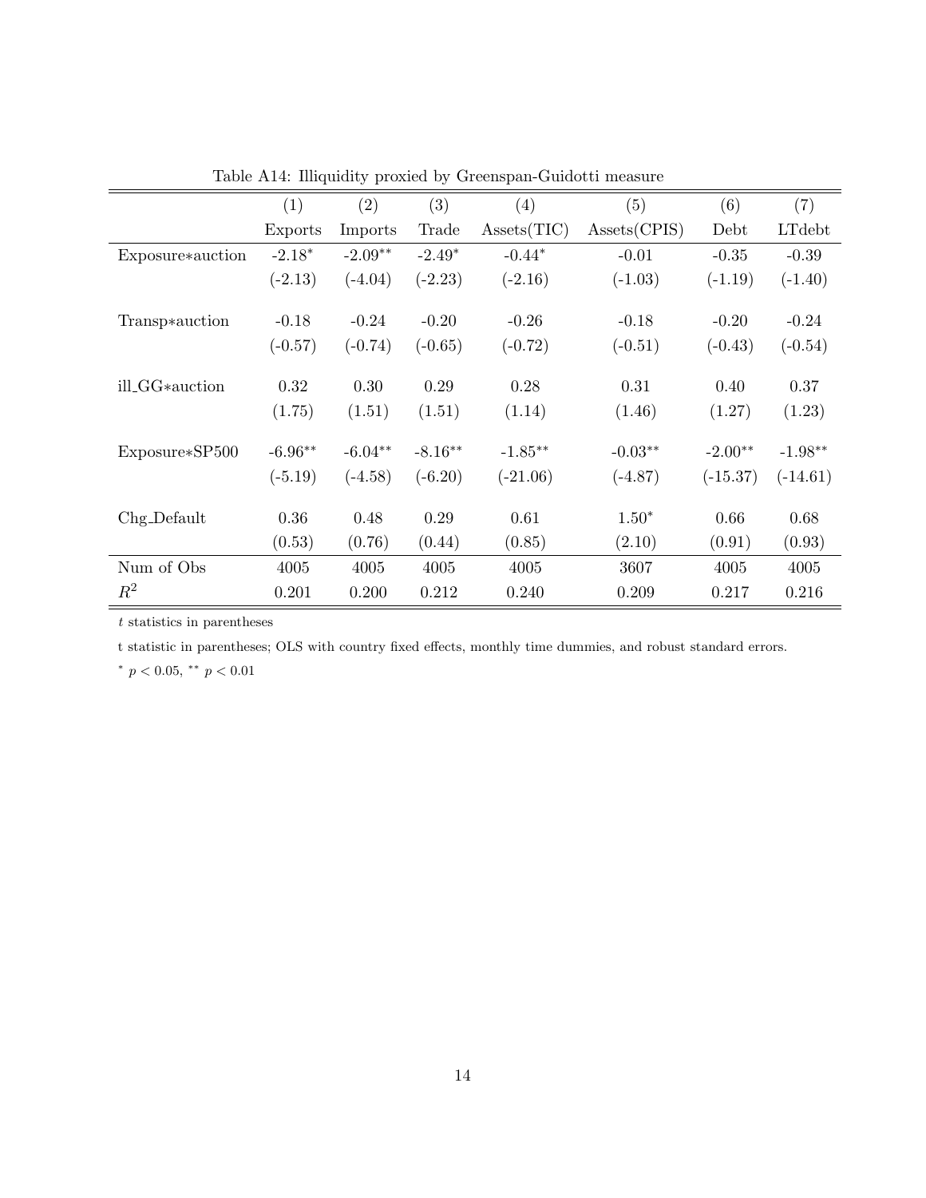Table A14: Illiquidity proxied by Greenspan-Guidotti measure

| | (1) | (2) | (3) | (4) | (5) | (6) | (7) |
|---|---|---|---|---|---|---|---|
| | Exports | Imports | Trade | Assets(TIC) | Assets(CPIS) | Debt | LTdebt |
| Exposure*auction | -2.18* | -2.09** | -2.49* | -0.44* | -0.01 | -0.35 | -0.39 |
| | (-2.13) | (-4.04) | (-2.23) | (-2.16) | (-1.03) | (-1.19) | (-1.40) |
| Transp*auction | -0.18 | -0.24 | -0.20 | -0.26 | -0.18 | -0.20 | -0.24 |
| | (-0.57) | (-0.74) | (-0.65) | (-0.72) | (-0.51) | (-0.43) | (-0.54) |
| ill_GG*auction | 0.32 | 0.30 | 0.29 | 0.28 | 0.31 | 0.40 | 0.37 |
| | (1.75) | (1.51) | (1.51) | (1.14) | (1.46) | (1.27) | (1.23) |
| Exposure*SP500 | -6.96** | -6.04** | -8.16** | -1.85** | -0.03** | -2.00** | -1.98** |
| | (-5.19) | (-4.58) | (-6.20) | (-21.06) | (-4.87) | (-15.37) | (-14.61) |
| Chg_Default | 0.36 | 0.48 | 0.29 | 0.61 | 1.50* | 0.66 | 0.68 |
| | (0.53) | (0.76) | (0.44) | (0.85) | (2.10) | (0.91) | (0.93) |
| Num of Obs | 4005 | 4005 | 4005 | 4005 | 3607 | 4005 | 4005 |
| $R^2$ | 0.201 | 0.200 | 0.212 | 0.240 | 0.209 | 0.217 | 0.216 |

$t$ statistics in parentheses

t statistic in parentheses; OLS with country fixed effects, monthly time dummies, and robust standard errors.

* $p < 0.05$, ** $p < 0.01$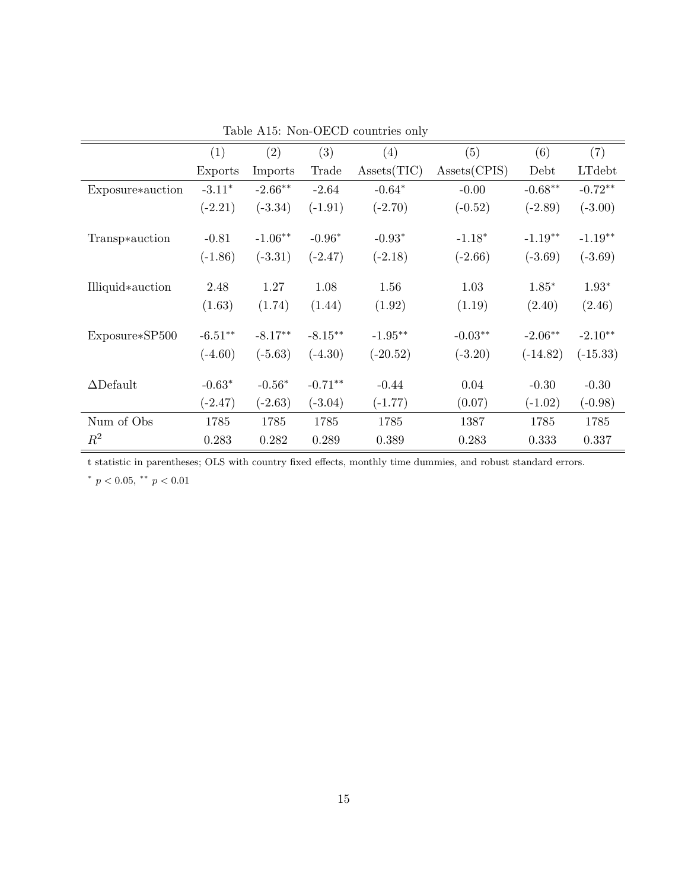Table A15: Non-OECD countries only

| | (1) | (2) | (3) | (4) | (5) | (6) | (7) |
|---|---|---|---|---|---|---|---|
| | Exports | Imports | Trade | Assets(TIC) | Assets(CPIS) | Debt | LTdebt |
| Exposure∗auction | -3.11* | -2.66** | -2.64 | -0.64* | -0.00 | -0.68** | -0.72** |
| | (-2.21) | (-3.34) | (-1.91) | (-2.70) | (-0.52) | (-2.89) | (-3.00) |
| Transp∗auction | -0.81 | -1.06** | -0.96* | -0.93* | -1.18* | -1.19** | -1.19** |
| | (-1.86) | (-3.31) | (-2.47) | (-2.18) | (-2.66) | (-3.69) | (-3.69) |
| Illiquid∗auction | 2.48 | 1.27 | 1.08 | 1.56 | 1.03 | 1.85* | 1.93* |
| | (1.63) | (1.74) | (1.44) | (1.92) | (1.19) | (2.40) | (2.46) |
| Exposure∗SP500 | -6.51** | -8.17** | -8.15** | -1.95** | -0.03** | -2.06** | -2.10** |
| | (-4.60) | (-5.63) | (-4.30) | (-20.52) | (-3.20) | (-14.82) | (-15.33) |
| $\Delta$Default | -0.63* | -0.56* | -0.71** | -0.44 | 0.04 | -0.30 | -0.30 |
| | (-2.47) | (-2.63) | (-3.04) | (-1.77) | (0.07) | (-1.02) | (-0.98) |
| Num of Obs | 1785 | 1785 | 1785 | 1785 | 1387 | 1785 | 1785 |
| $R^2$ | 0.283 | 0.282 | 0.289 | 0.389 | 0.283 | 0.333 | 0.337 |

t statistic in parentheses; OLS with country fixed effects, monthly time dummies, and robust standard errors.

\* $p < 0.05$, ** $p < 0.01$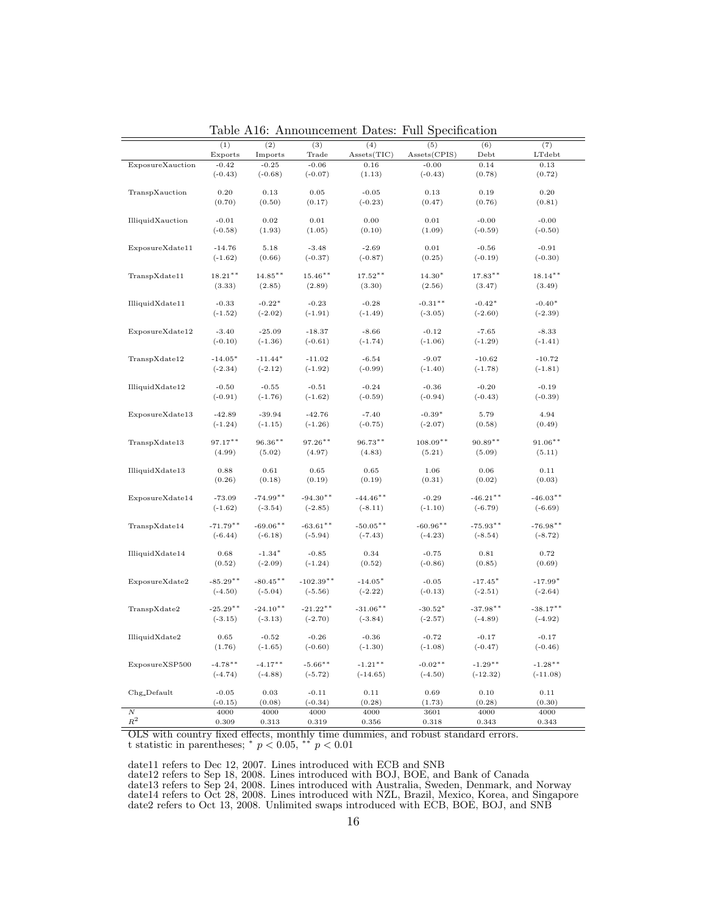Table A16: Announcement Dates: Full Specification

| | (1) Exports | (2) Imports | (3) Trade | (4) Assets(TIC) | (5) Assets(CPIS) | (6) Debt | (7) LTdebt |
|---|---|---|---|---|---|---|---|
| ExposureXauction | -0.42 | -0.25 | -0.06 | 0.16 | -0.00 | 0.14 | 0.13 |
| | (-0.43) | (-0.68) | (-0.07) | (1.13) | (-0.43) | (0.78) | (0.72) |
| TranspXauction | 0.20 | 0.13 | 0.05 | -0.05 | 0.13 | 0.19 | 0.20 |
| | (0.70) | (0.50) | (0.17) | (-0.23) | (0.47) | (0.76) | (0.81) |
| IlliquidXauction | -0.01 | 0.02 | 0.01 | 0.00 | 0.01 | -0.00 | -0.00 |
| | (-0.58) | (1.93) | (1.05) | (0.10) | (1.09) | (-0.59) | (-0.50) |
| ExposureXdate11 | -14.76 | 5.18 | -3.48 | -2.69 | 0.01 | -0.56 | -0.91 |
| | (-1.62) | (0.66) | (-0.37) | (-0.87) | (0.25) | (-0.19) | (-0.30) |
| TranspXdate11 | 18.21** | 14.85** | 15.46** | 17.52** | 14.30* | 17.83** | 18.14** |
| | (3.33) | (2.85) | (2.89) | (3.30) | (2.56) | (3.47) | (3.49) |
| IlliquidXdate11 | -0.33 | -0.22* | -0.23 | -0.28 | -0.31** | -0.42* | -0.40* |
| | (-1.52) | (-2.02) | (-1.91) | (-1.49) | (-3.05) | (-2.60) | (-2.39) |
| ExposureXdate12 | -3.40 | -25.09 | -18.37 | -8.66 | -0.12 | -7.65 | -8.33 |
| | (-0.10) | (-1.36) | (-0.61) | (-1.74) | (-1.06) | (-1.29) | (-1.41) |
| TranspXdate12 | -14.05* | -11.44* | -11.02 | -6.54 | -9.07 | -10.62 | -10.72 |
| | (-2.34) | (-2.12) | (-1.92) | (-0.99) | (-1.40) | (-1.78) | (-1.81) |
| IlliquidXdate12 | -0.50 | -0.55 | -0.51 | -0.24 | -0.36 | -0.20 | -0.19 |
| | (-0.91) | (-1.76) | (-1.62) | (-0.59) | (-0.94) | (-0.43) | (-0.39) |
| ExposureXdate13 | -42.89 | -39.94 | -42.76 | -7.40 | -0.39* | 5.79 | 4.94 |
| | (-1.24) | (-1.15) | (-1.26) | (-0.75) | (-2.07) | (0.58) | (0.49) |
| TranspXdate13 | 97.17** | 96.36** | 97.26** | 96.73** | 108.09** | 90.89** | 91.06** |
| | (4.99) | (5.02) | (4.97) | (4.83) | (5.21) | (5.09) | (5.11) |
| IlliquidXdate13 | 0.88 | 0.61 | 0.65 | 0.65 | 1.06 | 0.06 | 0.11 |
| | (0.26) | (0.18) | (0.19) | (0.19) | (0.31) | (0.02) | (0.03) |
| ExposureXdate14 | -73.09 | -74.99** | -94.30** | -44.46** | -0.29 | -46.21** | -46.03** |
| | (-1.62) | (-3.54) | (-2.85) | (-8.11) | (-1.10) | (-6.79) | (-6.69) |
| TranspXdate14 | -71.79** | -69.06** | -63.61** | -50.05** | -60.96** | -75.93** | -76.98** |
| | (-6.44) | (-6.18) | (-5.94) | (-7.43) | (-4.23) | (-8.54) | (-8.72) |
| IlliquidXdate14 | 0.68 | -1.34* | -0.85 | 0.34 | -0.75 | 0.81 | 0.72 |
| | (0.52) | (-2.09) | (-1.24) | (0.52) | (-0.86) | (0.85) | (0.69) |
| ExposureXdate2 | -85.29** | -80.45** | -102.39** | -14.05* | -0.05 | -17.45* | -17.99* |
| | (-4.50) | (-5.04) | (-5.56) | (-2.22) | (-0.13) | (-2.51) | (-2.64) |
| TranspXdate2 | -25.29** | -24.10** | -21.22** | -31.06** | -30.52* | -37.98** | -38.17** |
| | (-3.15) | (-3.13) | (-2.70) | (-3.84) | (-2.57) | (-4.89) | (-4.92) |
| IlliquidXdate2 | 0.65 | -0.52 | -0.26 | -0.36 | -0.72 | -0.17 | -0.17 |
| | (1.76) | (-1.65) | (-0.60) | (-1.30) | (-1.08) | (-0.47) | (-0.46) |
| ExposureXSP500 | -4.78** | -4.17** | -5.66** | -1.21** | -0.02** | -1.29** | -1.28** |
| | (-4.74) | (-4.88) | (-5.72) | (-14.65) | (-4.50) | (-12.32) | (-11.08) |
| Chg_Default | -0.05 | 0.03 | -0.11 | 0.11 | 0.69 | 0.10 | 0.11 |
| | (-0.15) | (0.08) | (-0.34) | (0.28) | (1.73) | (0.28) | (0.30) |
| $N$ | 4000 | 4000 | 4000 | 4000 | 3601 | 4000 | 4000 |
| $R^2$ | 0.309 | 0.313 | 0.319 | 0.356 | 0.318 | 0.343 | 0.343 |

OLS with country fixed effects, monthly time dummies, and robust standard errors.
t statistic in parentheses; * $p < 0.05$, ** $p < 0.01$

date11 refers to Dec 12, 2007. Lines introduced with ECB and SNB
date12 refers to Sep 18, 2008. Lines introduced with BOJ, BOE, and Bank of Canada
date13 refers to Sep 24, 2008. Lines introduced with Australia, Sweden, Denmark, and Norway
date14 refers to Oct 28, 2008. Lines introduced with NZL, Brazil, Mexico, Korea, and Singapore
date2 refers to Oct 13, 2008. Unlimited swaps introduced with ECB, BOE, BOJ, and SNB